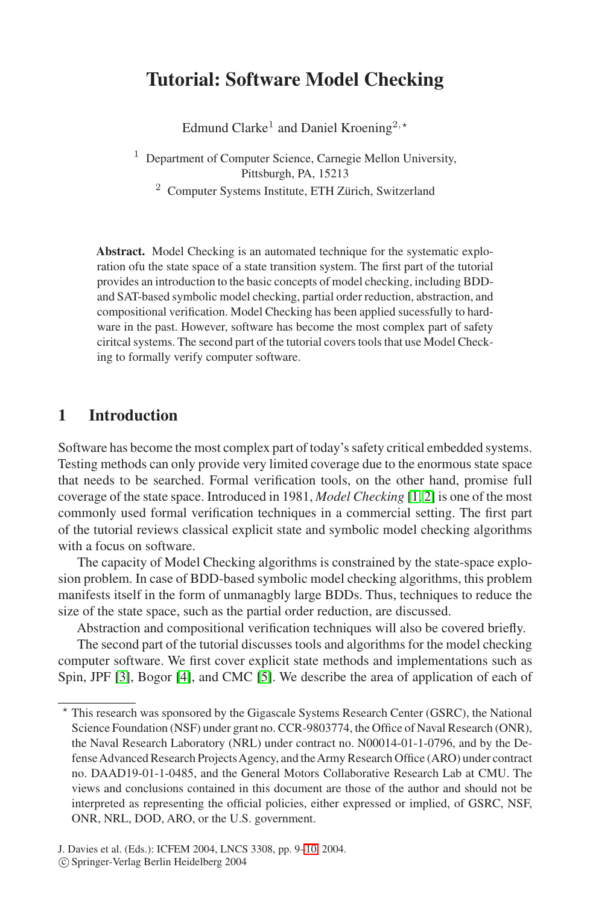# Tutorial: Software Model Checking

Edmund Clarke[1] and Daniel Kroening[2,⋆]

[1] Department of Computer Science, Carnegie Mellon University, Pittsburgh, PA, 15213

[2] Computer Systems Institute, ETH Zürich, Switzerland

**Abstract.** Model Checking is an automated technique for the systematic exploration ofu the state space of a state transition system. The first part of the tutorial provides an introduction to the basic concepts of model checking, including BDD- and SAT-based symbolic model checking, partial order reduction, abstraction, and compositional verification. Model Checking has been applied sucessfully to hardware in the past. However, software has become the most complex part of safety ciritcal systems. The second part of the tutorial covers tools that use Model Checking to formally verify computer software.

## 1 Introduction

Software has become the most complex part of today's safety critical embedded systems. Testing methods can only provide very limited coverage due to the enormous state space that needs to be searched. Formal verification tools, on the other hand, promise full coverage of the state space. Introduced in 1981, *Model Checking* [1, 2] is one of the most commonly used formal verification techniques in a commercial setting. The first part of the tutorial reviews classical explicit state and symbolic model checking algorithms with a focus on software.

The capacity of Model Checking algorithms is constrained by the state-space explosion problem. In case of BDD-based symbolic model checking algorithms, this problem manifests itself in the form of unmanagbly large BDDs. Thus, techniques to reduce the size of the state space, such as the partial order reduction, are discussed.

Abstraction and compositional verification techniques will also be covered briefly.

The second part of the tutorial discusses tools and algorithms for the model checking computer software. We first cover explicit state methods and implementations such as Spin, JPF [3], Bogor [4], and CMC [5]. We describe the area of application of each of

⋆ This research was sponsored by the Gigascale Systems Research Center (GSRC), the National Science Foundation (NSF) under grant no. CCR-9803774, the Office of Naval Research (ONR), the Naval Research Laboratory (NRL) under contract no. N00014-01-1-0796, and by the Defense Advanced Research Projects Agency, and the Army Research Office (ARO) under contract no. DAAD19-01-1-0485, and the General Motors Collaborative Research Lab at CMU. The views and conclusions contained in this document are those of the author and should not be interpreted as representing the official policies, either expressed or implied, of GSRC, NSF, ONR, NRL, DOD, ARO, or the U.S. government.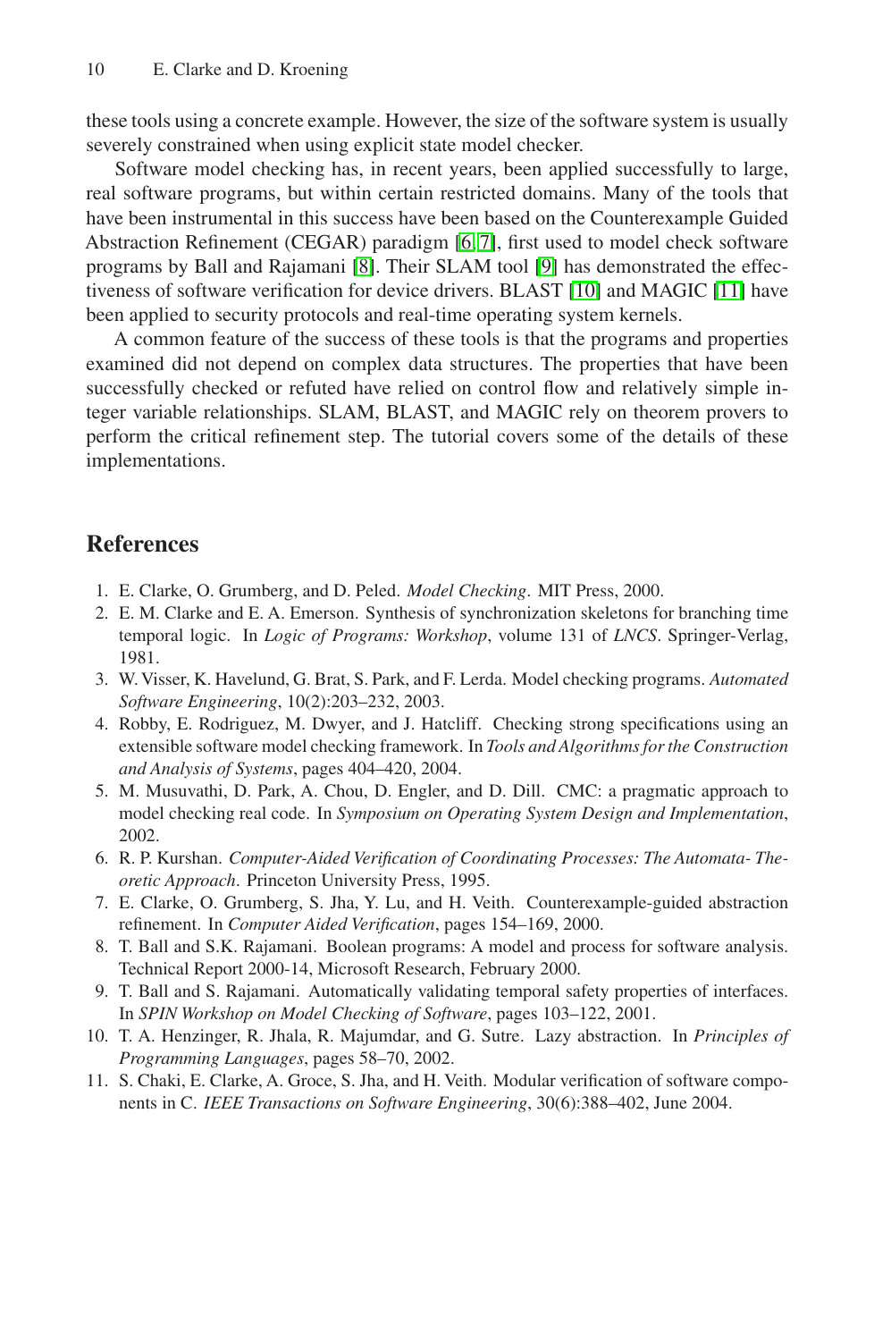these tools using a concrete example. However, the size of the software system is usually severely constrained when using explicit state model checker.

Software model checking has, in recent years, been applied successfully to large, real software programs, but within certain restricted domains. Many of the tools that have been instrumental in this success have been based on the Counterexample Guided Abstraction Refinement (CEGAR) paradigm [6, 7], first used to model check software programs by Ball and Rajamani [8]. Their SLAM tool [9] has demonstrated the effectiveness of software verification for device drivers. BLAST [10] and MAGIC [11] have been applied to security protocols and real-time operating system kernels.

A common feature of the success of these tools is that the programs and properties examined did not depend on complex data structures. The properties that have been successfully checked or refuted have relied on control flow and relatively simple integer variable relationships. SLAM, BLAST, and MAGIC rely on theorem provers to perform the critical refinement step. The tutorial covers some of the details of these implementations.

## References

1. E. Clarke, O. Grumberg, and D. Peled. *Model Checking*. MIT Press, 2000.
2. E. M. Clarke and E. A. Emerson. Synthesis of synchronization skeletons for branching time temporal logic. In *Logic of Programs: Workshop*, volume 131 of *LNCS*. Springer-Verlag, 1981.
3. W. Visser, K. Havelund, G. Brat, S. Park, and F. Lerda. Model checking programs. *Automated Software Engineering*, 10(2):203–232, 2003.
4. Robby, E. Rodriguez, M. Dwyer, and J. Hatcliff. Checking strong specifications using an extensible software model checking framework. In *Tools and Algorithms for the Construction and Analysis of Systems*, pages 404–420, 2004.
5. M. Musuvathi, D. Park, A. Chou, D. Engler, and D. Dill. CMC: a pragmatic approach to model checking real code. In *Symposium on Operating System Design and Implementation*, 2002.
6. R. P. Kurshan. *Computer-Aided Verification of Coordinating Processes: The Automata- Theoretic Approach*. Princeton University Press, 1995.
7. E. Clarke, O. Grumberg, S. Jha, Y. Lu, and H. Veith. Counterexample-guided abstraction refinement. In *Computer Aided Verification*, pages 154–169, 2000.
8. T. Ball and S.K. Rajamani. Boolean programs: A model and process for software analysis. Technical Report 2000-14, Microsoft Research, February 2000.
9. T. Ball and S. Rajamani. Automatically validating temporal safety properties of interfaces. In *SPIN Workshop on Model Checking of Software*, pages 103–122, 2001.
10. T. A. Henzinger, R. Jhala, R. Majumdar, and G. Sutre. Lazy abstraction. In *Principles of Programming Languages*, pages 58–70, 2002.
11. S. Chaki, E. Clarke, A. Groce, S. Jha, and H. Veith. Modular verification of software components in C. *IEEE Transactions on Software Engineering*, 30(6):388–402, June 2004.